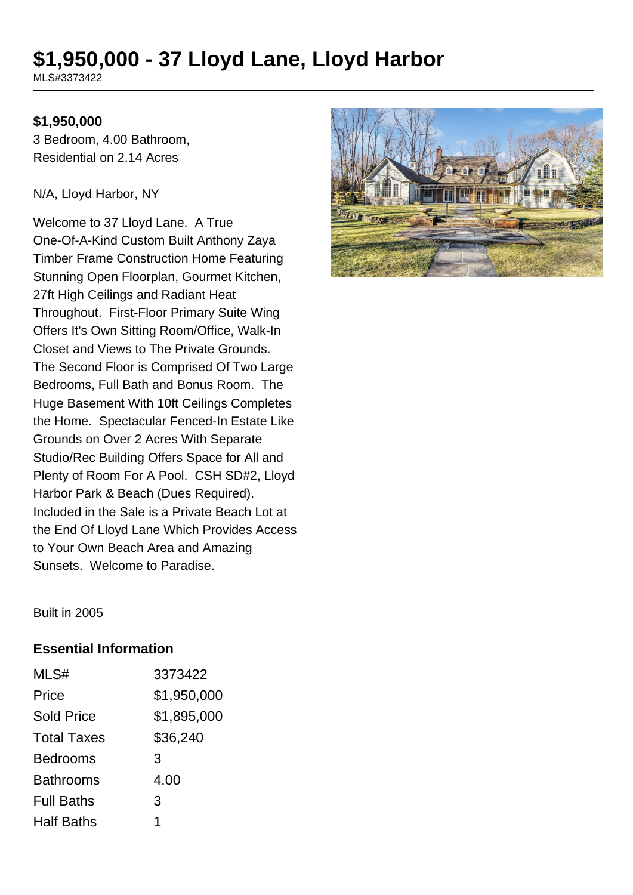# $1,950,000 - 37 Lloyd Lane, Lloyd Harbor

MLS#3373422

**$1,950,000**

3 Bedroom, 4.00 Bathroom,
Residential on 2.14 Acres

N/A, Lloyd Harbor, NY

Welcome to 37 Lloyd Lane. A True One-Of-A-Kind Custom Built Anthony Zaya Timber Frame Construction Home Featuring Stunning Open Floorplan, Gourmet Kitchen, 27ft High Ceilings and Radiant Heat Throughout. First-Floor Primary Suite Wing Offers It's Own Sitting Room/Office, Walk-In Closet and Views to The Private Grounds. The Second Floor is Comprised Of Two Large Bedrooms, Full Bath and Bonus Room. The Huge Basement With 10ft Ceilings Completes the Home. Spectacular Fenced-In Estate Like Grounds on Over 2 Acres With Separate Studio/Rec Building Offers Space for All and Plenty of Room For A Pool. CSH SD#2, Lloyd Harbor Park & Beach (Dues Required). Included in the Sale is a Private Beach Lot at the End Of Lloyd Lane Which Provides Access to Your Own Beach Area and Amazing Sunsets. Welcome to Paradise.

Built in 2005

## Essential Information

| | |
|---|---|
| MLS# | 3373422 |
| Price | $1,950,000 |
| Sold Price | $1,895,000 |
| Total Taxes | $36,240 |
| Bedrooms | 3 |
| Bathrooms | 4.00 |
| Full Baths | 3 |
| Half Baths | 1 |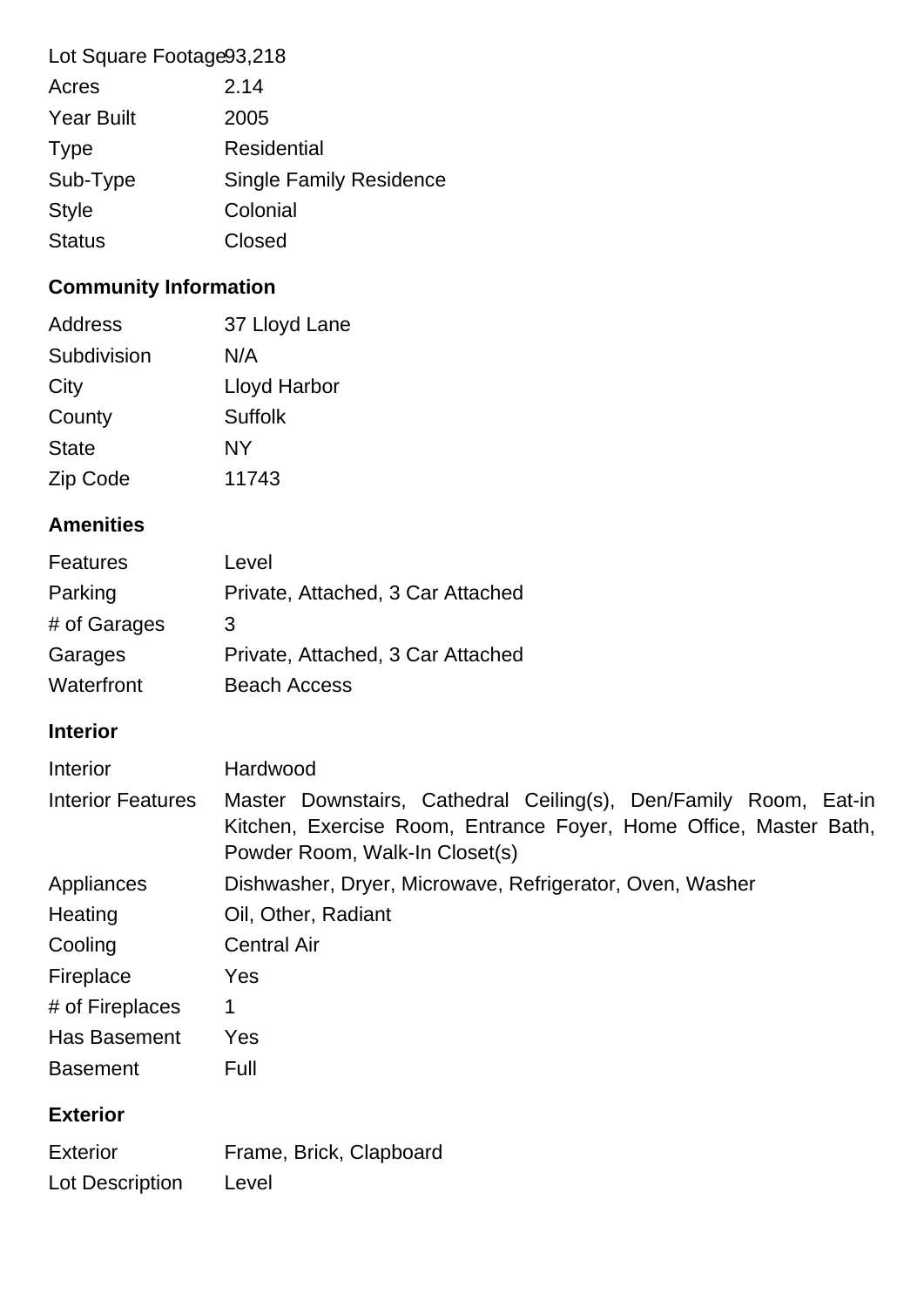| | |
|---|---|
| Lot Square Footage | 93,218 |
| Acres | 2.14 |
| Year Built | 2005 |
| Type | Residential |
| Sub-Type | Single Family Residence |
| Style | Colonial |
| Status | Closed |

## Community Information

| | |
|---|---|
| Address | 37 Lloyd Lane |
| Subdivision | N/A |
| City | Lloyd Harbor |
| County | Suffolk |
| State | NY |
| Zip Code | 11743 |

## Amenities

| | |
|---|---|
| Features | Level |
| Parking | Private, Attached, 3 Car Attached |
| # of Garages | 3 |
| Garages | Private, Attached, 3 Car Attached |
| Waterfront | Beach Access |

## Interior

| | |
|---|---|
| Interior | Hardwood |
| Interior Features | Master Downstairs, Cathedral Ceiling(s), Den/Family Room, Eat-in Kitchen, Exercise Room, Entrance Foyer, Home Office, Master Bath, Powder Room, Walk-In Closet(s) |
| Appliances | Dishwasher, Dryer, Microwave, Refrigerator, Oven, Washer |
| Heating | Oil, Other, Radiant |
| Cooling | Central Air |
| Fireplace | Yes |
| # of Fireplaces | 1 |
| Has Basement | Yes |
| Basement | Full |

## Exterior

| | |
|---|---|
| Exterior | Frame, Brick, Clapboard |
| Lot Description | Level |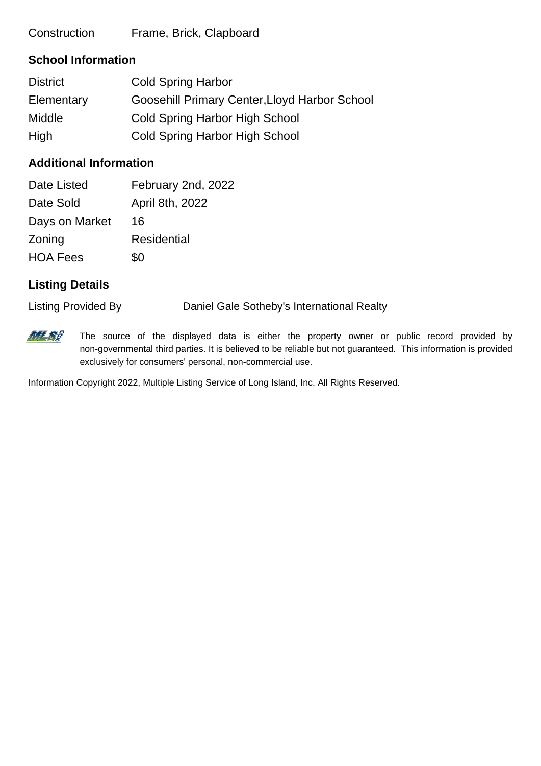| | |
|---|---|
| Construction | Frame, Brick, Clapboard |

## School Information

| | |
|---|---|
| District | Cold Spring Harbor |
| Elementary | Goosehill Primary Center,Lloyd Harbor School |
| Middle | Cold Spring Harbor High School |
| High | Cold Spring Harbor High School |

## Additional Information

| | |
|---|---|
| Date Listed | February 2nd, 2022 |
| Date Sold | April 8th, 2022 |
| Days on Market | 16 |
| Zoning | Residential |
| HOA Fees | $0 |

## Listing Details

| | |
|---|---|
| Listing Provided By | Daniel Gale Sotheby's International Realty |

The source of the displayed data is either the property owner or public record provided by non-governmental third parties. It is believed to be reliable but not guaranteed. This information is provided exclusively for consumers' personal, non-commercial use.

Information Copyright 2022, Multiple Listing Service of Long Island, Inc. All Rights Reserved.